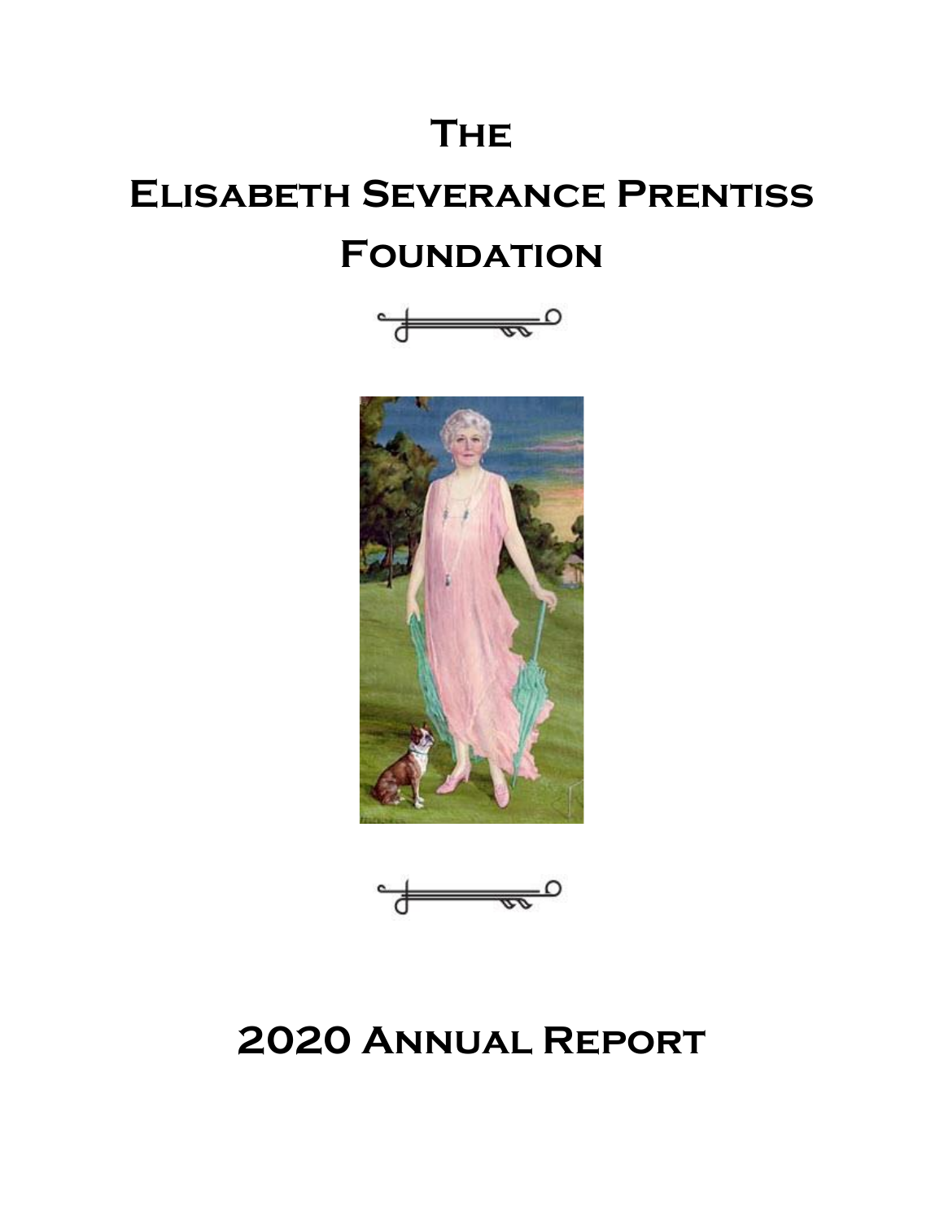# The Elisabeth Severance Prentiss Foundation

# 2020 Annual Report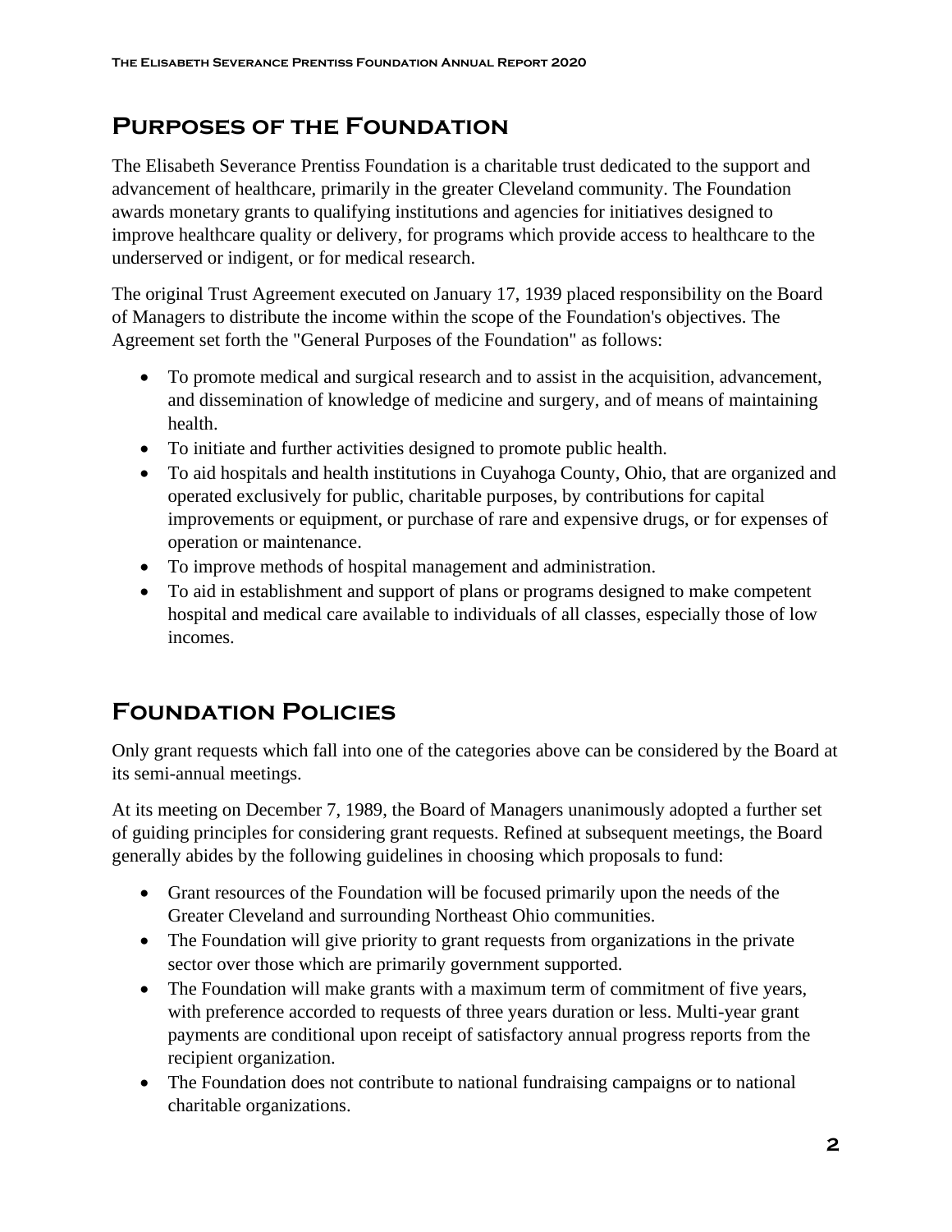## Purposes of the Foundation

The Elisabeth Severance Prentiss Foundation is a charitable trust dedicated to the support and advancement of healthcare, primarily in the greater Cleveland community. The Foundation awards monetary grants to qualifying institutions and agencies for initiatives designed to improve healthcare quality or delivery, for programs which provide access to healthcare to the underserved or indigent, or for medical research.

The original Trust Agreement executed on January 17, 1939 placed responsibility on the Board of Managers to distribute the income within the scope of the Foundation's objectives. The Agreement set forth the "General Purposes of the Foundation" as follows:

- To promote medical and surgical research and to assist in the acquisition, advancement, and dissemination of knowledge of medicine and surgery, and of means of maintaining health.
- To initiate and further activities designed to promote public health.
- To aid hospitals and health institutions in Cuyahoga County, Ohio, that are organized and operated exclusively for public, charitable purposes, by contributions for capital improvements or equipment, or purchase of rare and expensive drugs, or for expenses of operation or maintenance.
- To improve methods of hospital management and administration.
- To aid in establishment and support of plans or programs designed to make competent hospital and medical care available to individuals of all classes, especially those of low incomes.

## Foundation Policies

Only grant requests which fall into one of the categories above can be considered by the Board at its semi-annual meetings.

At its meeting on December 7, 1989, the Board of Managers unanimously adopted a further set of guiding principles for considering grant requests. Refined at subsequent meetings, the Board generally abides by the following guidelines in choosing which proposals to fund:

- Grant resources of the Foundation will be focused primarily upon the needs of the Greater Cleveland and surrounding Northeast Ohio communities.
- The Foundation will give priority to grant requests from organizations in the private sector over those which are primarily government supported.
- The Foundation will make grants with a maximum term of commitment of five years, with preference accorded to requests of three years duration or less. Multi-year grant payments are conditional upon receipt of satisfactory annual progress reports from the recipient organization.
- The Foundation does not contribute to national fundraising campaigns or to national charitable organizations.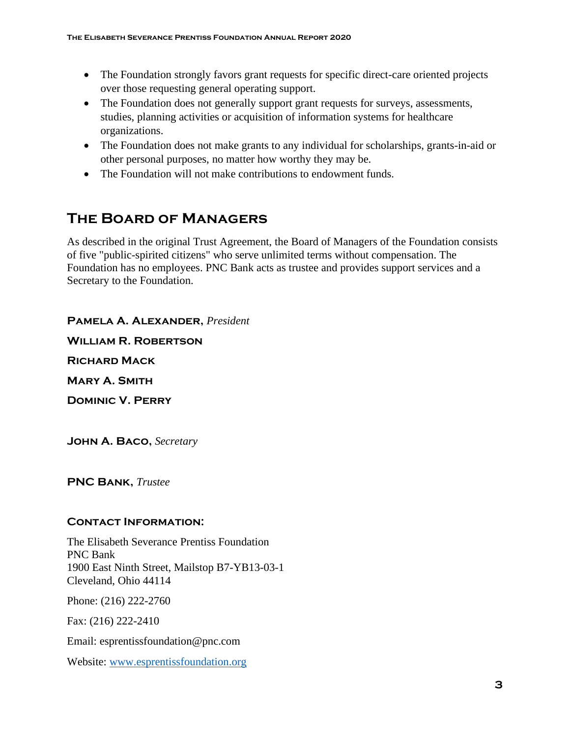- The Foundation strongly favors grant requests for specific direct-care oriented projects over those requesting general operating support.
- The Foundation does not generally support grant requests for surveys, assessments, studies, planning activities or acquisition of information systems for healthcare organizations.
- The Foundation does not make grants to any individual for scholarships, grants-in-aid or other personal purposes, no matter how worthy they may be.
- The Foundation will not make contributions to endowment funds.

## The Board of Managers

As described in the original Trust Agreement, the Board of Managers of the Foundation consists of five "public-spirited citizens" who serve unlimited terms without compensation. The Foundation has no employees. PNC Bank acts as trustee and provides support services and a Secretary to the Foundation.

**Pamela A. Alexander**, *President*

**William R. Robertson**

**Richard Mack**

**Mary A. Smith**

**Dominic V. Perry**

**John A. Baco**, *Secretary*

**PNC Bank**, *Trustee*

### Contact Information:

The Elisabeth Severance Prentiss Foundation
PNC Bank
1900 East Ninth Street, Mailstop B7-YB13-03-1
Cleveland, Ohio 44114

Phone: (216) 222-2760

Fax: (216) 222-2410

Email: esprentissfoundation@pnc.com

Website: [www.esprentissfoundation.org](http://www.esprentissfoundation.org)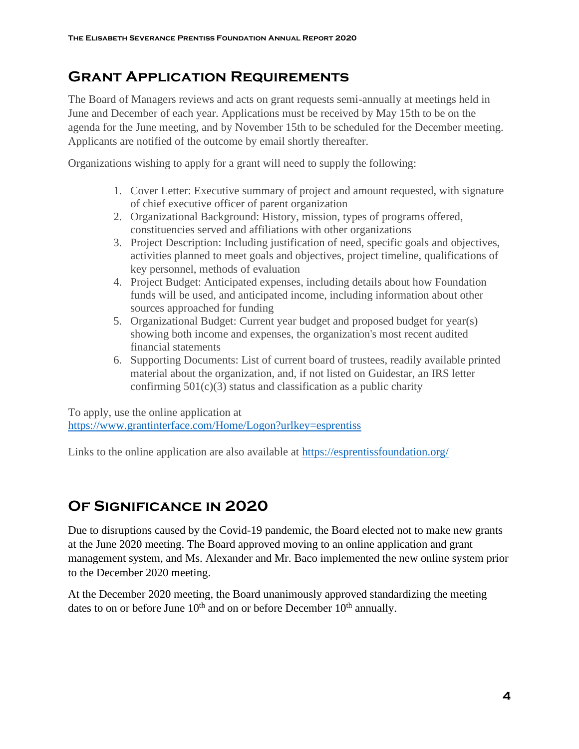## Grant Application Requirements

The Board of Managers reviews and acts on grant requests semi-annually at meetings held in June and December of each year. Applications must be received by May 15th to be on the agenda for the June meeting, and by November 15th to be scheduled for the December meeting. Applicants are notified of the outcome by email shortly thereafter.

Organizations wishing to apply for a grant will need to supply the following:

1. Cover Letter: Executive summary of project and amount requested, with signature of chief executive officer of parent organization
2. Organizational Background: History, mission, types of programs offered, constituencies served and affiliations with other organizations
3. Project Description: Including justification of need, specific goals and objectives, activities planned to meet goals and objectives, project timeline, qualifications of key personnel, methods of evaluation
4. Project Budget: Anticipated expenses, including details about how Foundation funds will be used, and anticipated income, including information about other sources approached for funding
5. Organizational Budget: Current year budget and proposed budget for year(s) showing both income and expenses, the organization's most recent audited financial statements
6. Supporting Documents: List of current board of trustees, readily available printed material about the organization, and, if not listed on Guidestar, an IRS letter confirming 501(c)(3) status and classification as a public charity

To apply, use the online application at
https://www.grantinterface.com/Home/Logon?urlkey=esprentiss

Links to the online application are also available at https://esprentissfoundation.org/

## Of Significance in 2020

Due to disruptions caused by the Covid-19 pandemic, the Board elected not to make new grants at the June 2020 meeting. The Board approved moving to an online application and grant management system, and Ms. Alexander and Mr. Baco implemented the new online system prior to the December 2020 meeting.

At the December 2020 meeting, the Board unanimously approved standardizing the meeting dates to on or before June 10th and on or before December 10th annually.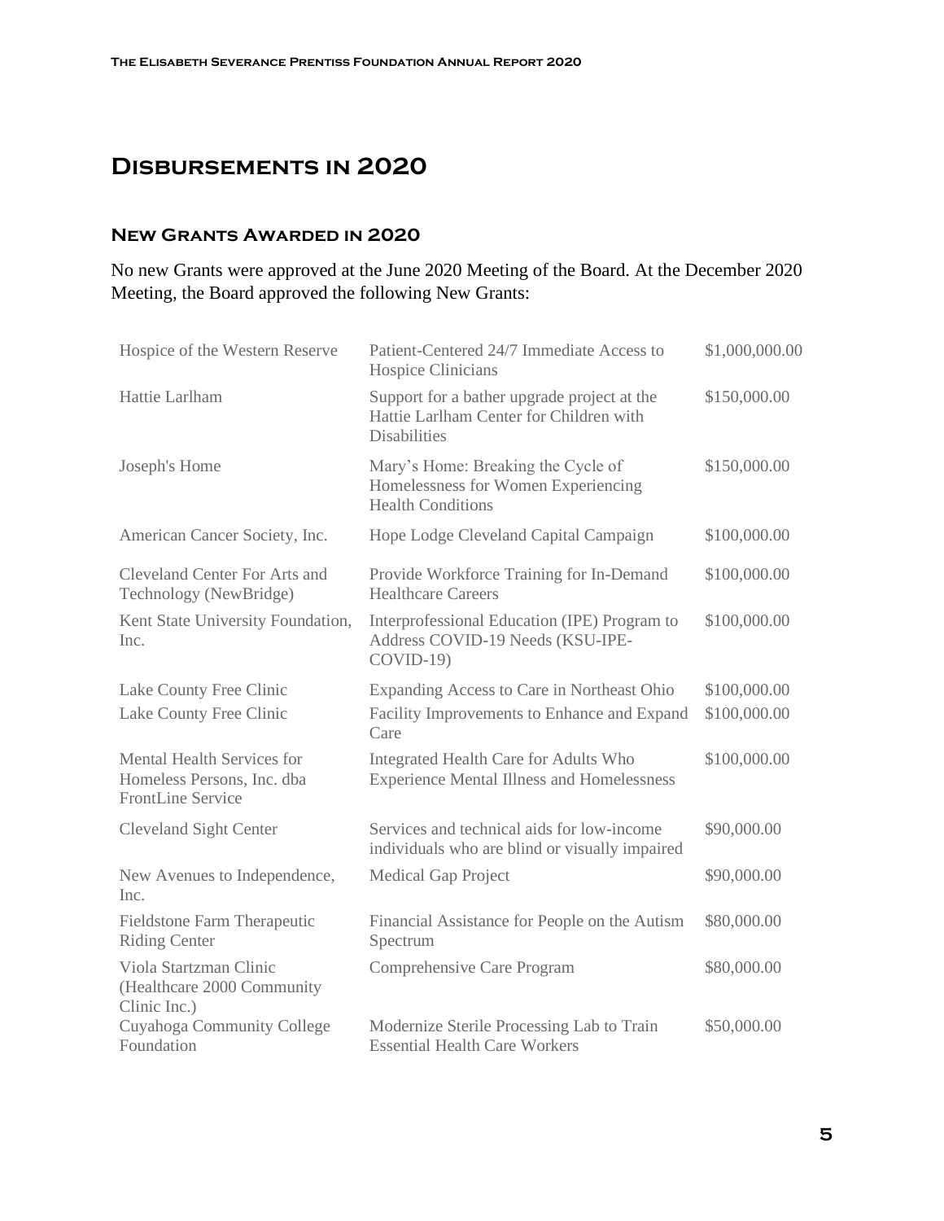# Disbursements in 2020

## New Grants Awarded in 2020

No new Grants were approved at the June 2020 Meeting of the Board. At the December 2020 Meeting, the Board approved the following New Grants:

| | | |
|---|---|---|
| Hospice of the Western Reserve | Patient-Centered 24/7 Immediate Access to Hospice Clinicians | $1,000,000.00 |
| Hattie Larlham | Support for a bather upgrade project at the Hattie Larlham Center for Children with Disabilities | $150,000.00 |
| Joseph's Home | Mary's Home: Breaking the Cycle of Homelessness for Women Experiencing Health Conditions | $150,000.00 |
| American Cancer Society, Inc. | Hope Lodge Cleveland Capital Campaign | $100,000.00 |
| Cleveland Center For Arts and Technology (NewBridge) | Provide Workforce Training for In-Demand Healthcare Careers | $100,000.00 |
| Kent State University Foundation, Inc. | Interprofessional Education (IPE) Program to Address COVID-19 Needs (KSU-IPE-COVID-19) | $100,000.00 |
| Lake County Free Clinic | Expanding Access to Care in Northeast Ohio | $100,000.00 |
| Lake County Free Clinic | Facility Improvements to Enhance and Expand Care | $100,000.00 |
| Mental Health Services for Homeless Persons, Inc. dba FrontLine Service | Integrated Health Care for Adults Who Experience Mental Illness and Homelessness | $100,000.00 |
| Cleveland Sight Center | Services and technical aids for low-income individuals who are blind or visually impaired | $90,000.00 |
| New Avenues to Independence, Inc. | Medical Gap Project | $90,000.00 |
| Fieldstone Farm Therapeutic Riding Center | Financial Assistance for People on the Autism Spectrum | $80,000.00 |
| Viola Startzman Clinic (Healthcare 2000 Community Clinic Inc.) | Comprehensive Care Program | $80,000.00 |
| Cuyahoga Community College Foundation | Modernize Sterile Processing Lab to Train Essential Health Care Workers | $50,000.00 |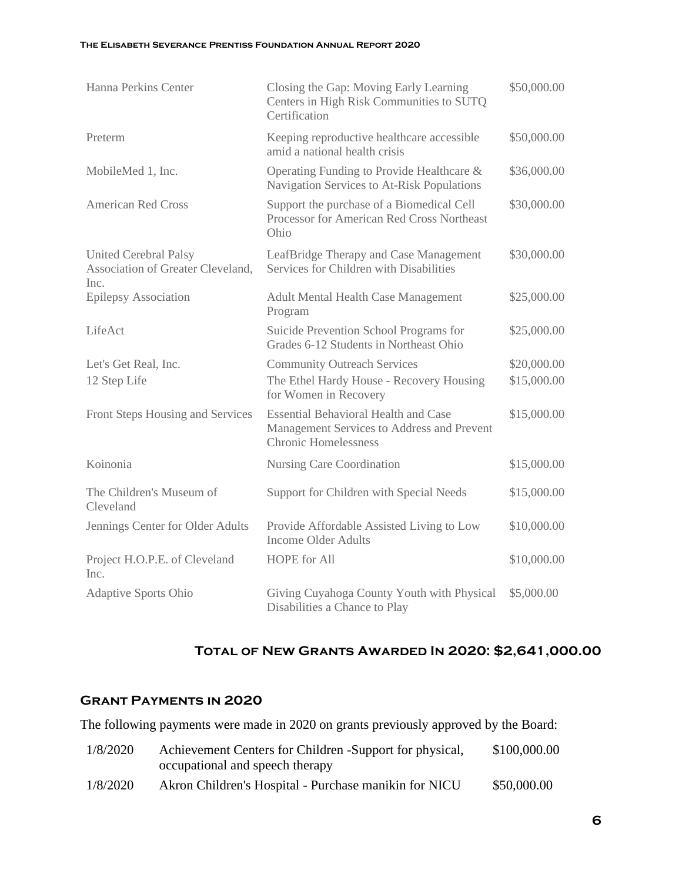| Organization | Project | Amount |
|---|---|---|
| Hanna Perkins Center | Closing the Gap: Moving Early Learning Centers in High Risk Communities to SUTQ Certification | \$50,000.00 |
| Preterm | Keeping reproductive healthcare accessible amid a national health crisis | \$50,000.00 |
| MobileMed 1, Inc. | Operating Funding to Provide Healthcare & Navigation Services to At-Risk Populations | \$36,000.00 |
| American Red Cross | Support the purchase of a Biomedical Cell Processor for American Red Cross Northeast Ohio | \$30,000.00 |
| United Cerebral Palsy Association of Greater Cleveland, Inc. | LeafBridge Therapy and Case Management Services for Children with Disabilities | \$30,000.00 |
| Epilepsy Association | Adult Mental Health Case Management Program | \$25,000.00 |
| LifeAct | Suicide Prevention School Programs for Grades 6-12 Students in Northeast Ohio | \$25,000.00 |
| Let's Get Real, Inc. | Community Outreach Services | \$20,000.00 |
| 12 Step Life | The Ethel Hardy House - Recovery Housing for Women in Recovery | \$15,000.00 |
| Front Steps Housing and Services | Essential Behavioral Health and Case Management Services to Address and Prevent Chronic Homelessness | \$15,000.00 |
| Koinonia | Nursing Care Coordination | \$15,000.00 |
| The Children's Museum of Cleveland | Support for Children with Special Needs | \$15,000.00 |
| Jennings Center for Older Adults | Provide Affordable Assisted Living to Low Income Older Adults | \$10,000.00 |
| Project H.O.P.E. of Cleveland Inc. | HOPE for All | \$10,000.00 |
| Adaptive Sports Ohio | Giving Cuyahoga County Youth with Physical Disabilities a Chance to Play | \$5,000.00 |

## Total of New Grants Awarded In 2020: \$2,641,000.00

## Grant Payments in 2020

The following payments were made in 2020 on grants previously approved by the Board:

| Date | Grant | Amount |
|---|---|---|
| 1/8/2020 | Achievement Centers for Children -Support for physical, occupational and speech therapy | \$100,000.00 |
| 1/8/2020 | Akron Children's Hospital - Purchase manikin for NICU | \$50,000.00 |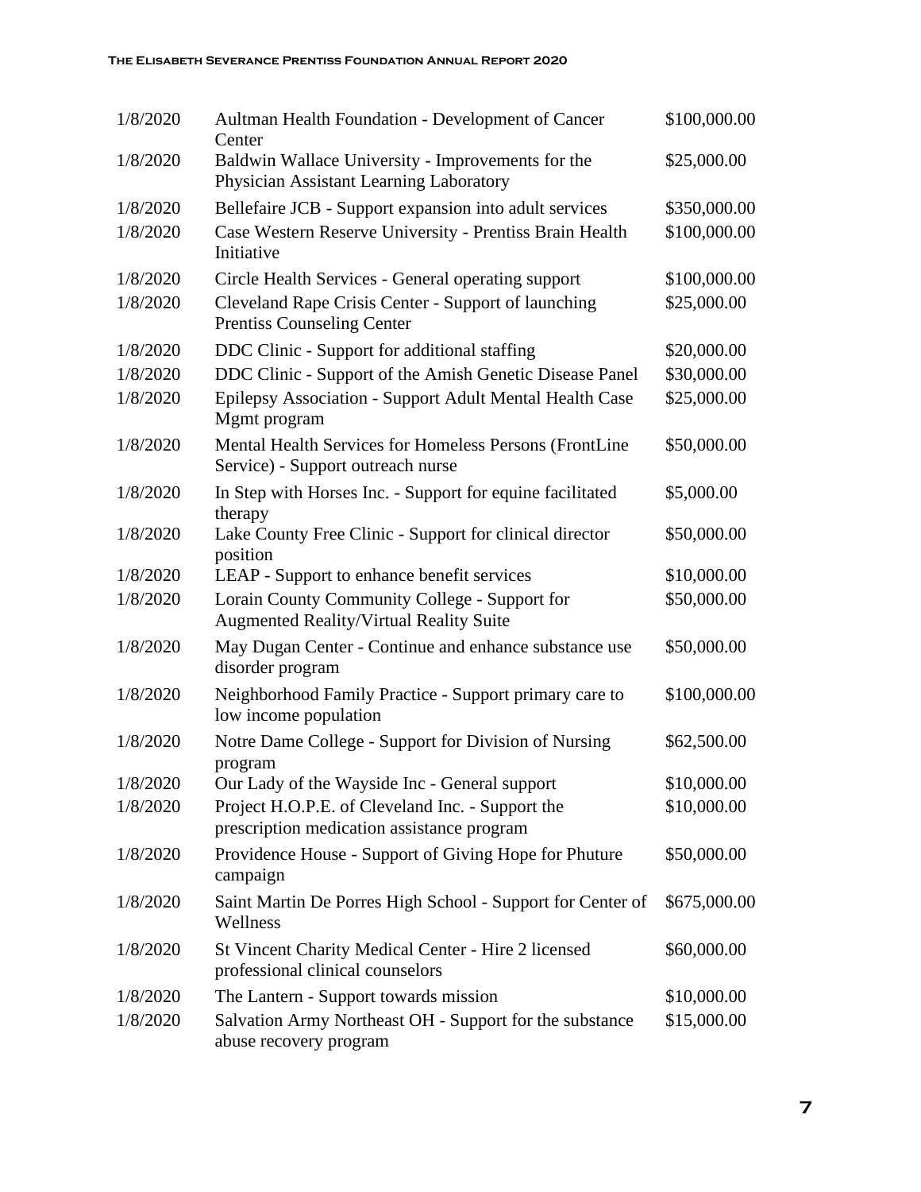| | | |
|---|---|---|
| 1/8/2020 | Aultman Health Foundation - Development of Cancer Center | $100,000.00 |
| 1/8/2020 | Baldwin Wallace University - Improvements for the Physician Assistant Learning Laboratory | $25,000.00 |
| 1/8/2020 | Bellefaire JCB - Support expansion into adult services | $350,000.00 |
| 1/8/2020 | Case Western Reserve University - Prentiss Brain Health Initiative | $100,000.00 |
| 1/8/2020 | Circle Health Services - General operating support | $100,000.00 |
| 1/8/2020 | Cleveland Rape Crisis Center - Support of launching Prentiss Counseling Center | $25,000.00 |
| 1/8/2020 | DDC Clinic - Support for additional staffing | $20,000.00 |
| 1/8/2020 | DDC Clinic - Support of the Amish Genetic Disease Panel | $30,000.00 |
| 1/8/2020 | Epilepsy Association - Support Adult Mental Health Case Mgmt program | $25,000.00 |
| 1/8/2020 | Mental Health Services for Homeless Persons (FrontLine Service) - Support outreach nurse | $50,000.00 |
| 1/8/2020 | In Step with Horses Inc. - Support for equine facilitated therapy | $5,000.00 |
| 1/8/2020 | Lake County Free Clinic - Support for clinical director position | $50,000.00 |
| 1/8/2020 | LEAP - Support to enhance benefit services | $10,000.00 |
| 1/8/2020 | Lorain County Community College - Support for Augmented Reality/Virtual Reality Suite | $50,000.00 |
| 1/8/2020 | May Dugan Center - Continue and enhance substance use disorder program | $50,000.00 |
| 1/8/2020 | Neighborhood Family Practice - Support primary care to low income population | $100,000.00 |
| 1/8/2020 | Notre Dame College - Support for Division of Nursing program | $62,500.00 |
| 1/8/2020 | Our Lady of the Wayside Inc - General support | $10,000.00 |
| 1/8/2020 | Project H.O.P.E. of Cleveland Inc. - Support the prescription medication assistance program | $10,000.00 |
| 1/8/2020 | Providence House - Support of Giving Hope for Phuture campaign | $50,000.00 |
| 1/8/2020 | Saint Martin De Porres High School - Support for Center of Wellness | $675,000.00 |
| 1/8/2020 | St Vincent Charity Medical Center - Hire 2 licensed professional clinical counselors | $60,000.00 |
| 1/8/2020 | The Lantern - Support towards mission | $10,000.00 |
| 1/8/2020 | Salvation Army Northeast OH - Support for the substance abuse recovery program | $15,000.00 |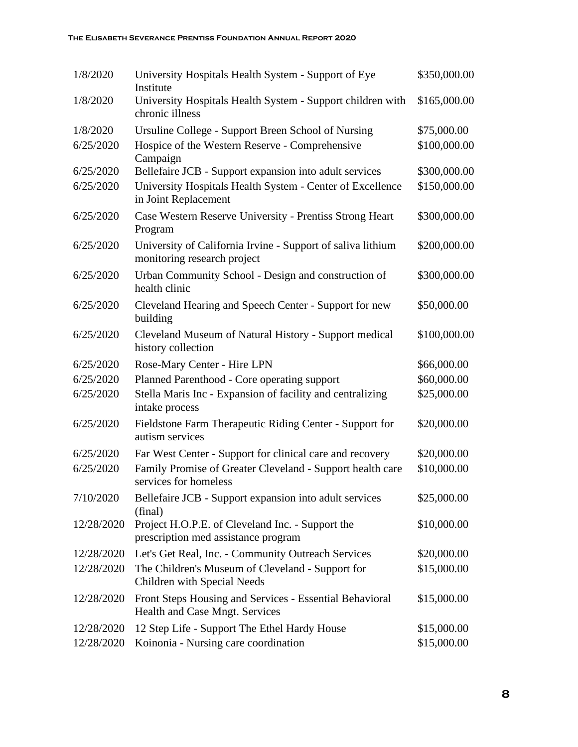| | | |
|---|---|---|
| 1/8/2020 | University Hospitals Health System - Support of Eye Institute | $350,000.00 |
| 1/8/2020 | University Hospitals Health System - Support children with chronic illness | $165,000.00 |
| 1/8/2020 | Ursuline College - Support Breen School of Nursing | $75,000.00 |
| 6/25/2020 | Hospice of the Western Reserve - Comprehensive Campaign | $100,000.00 |
| 6/25/2020 | Bellefaire JCB - Support expansion into adult services | $300,000.00 |
| 6/25/2020 | University Hospitals Health System - Center of Excellence in Joint Replacement | $150,000.00 |
| 6/25/2020 | Case Western Reserve University - Prentiss Strong Heart Program | $300,000.00 |
| 6/25/2020 | University of California Irvine - Support of saliva lithium monitoring research project | $200,000.00 |
| 6/25/2020 | Urban Community School - Design and construction of health clinic | $300,000.00 |
| 6/25/2020 | Cleveland Hearing and Speech Center - Support for new building | $50,000.00 |
| 6/25/2020 | Cleveland Museum of Natural History - Support medical history collection | $100,000.00 |
| 6/25/2020 | Rose-Mary Center - Hire LPN | $66,000.00 |
| 6/25/2020 | Planned Parenthood - Core operating support | $60,000.00 |
| 6/25/2020 | Stella Maris Inc - Expansion of facility and centralizing intake process | $25,000.00 |
| 6/25/2020 | Fieldstone Farm Therapeutic Riding Center - Support for autism services | $20,000.00 |
| 6/25/2020 | Far West Center - Support for clinical care and recovery | $20,000.00 |
| 6/25/2020 | Family Promise of Greater Cleveland - Support health care services for homeless | $10,000.00 |
| 7/10/2020 | Bellefaire JCB - Support expansion into adult services (final) | $25,000.00 |
| 12/28/2020 | Project H.O.P.E. of Cleveland Inc. - Support the prescription med assistance program | $10,000.00 |
| 12/28/2020 | Let's Get Real, Inc. - Community Outreach Services | $20,000.00 |
| 12/28/2020 | The Children's Museum of Cleveland - Support for Children with Special Needs | $15,000.00 |
| 12/28/2020 | Front Steps Housing and Services - Essential Behavioral Health and Case Mngt. Services | $15,000.00 |
| 12/28/2020 | 12 Step Life - Support The Ethel Hardy House | $15,000.00 |
| 12/28/2020 | Koinonia - Nursing care coordination | $15,000.00 |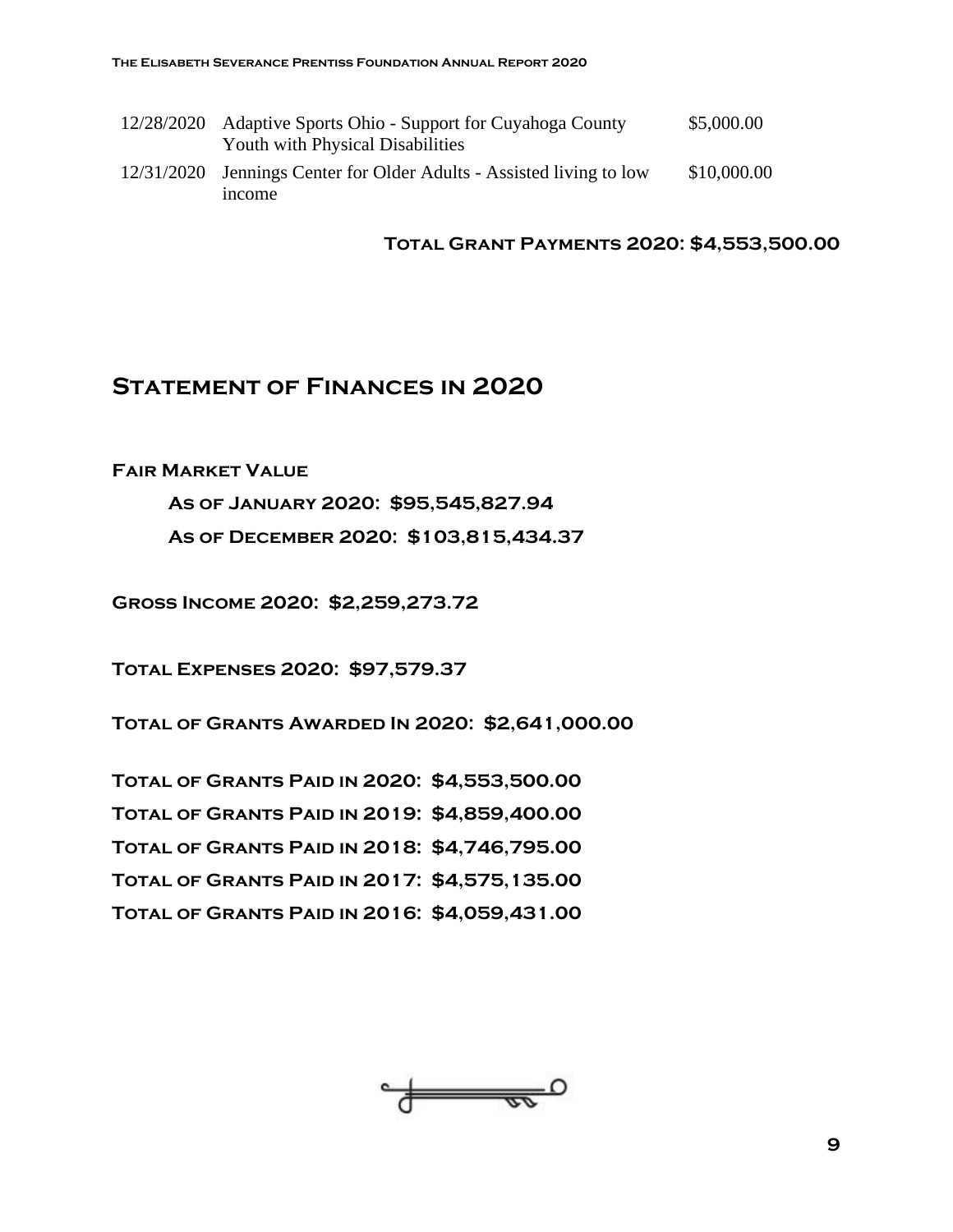| | | |
|---|---|---|
| 12/28/2020 | Adaptive Sports Ohio - Support for Cuyahoga County Youth with Physical Disabilities | $5,000.00 |
| 12/31/2020 | Jennings Center for Older Adults - Assisted living to low income | $10,000.00 |

**Total Grant Payments 2020: $4,553,500.00**

## Statement of Finances in 2020

**Fair Market Value**

**As of January 2020: $95,545,827.94**

**As of December 2020: $103,815,434.37**

**Gross Income 2020: $2,259,273.72**

**Total Expenses 2020: $97,579.37**

**Total of Grants Awarded In 2020: $2,641,000.00**

**Total of Grants Paid in 2020: $4,553,500.00**

**Total of Grants Paid in 2019: $4,859,400.00**

**Total of Grants Paid in 2018: $4,746,795.00**

**Total of Grants Paid in 2017: $4,575,135.00**

**Total of Grants Paid in 2016: $4,059,431.00**